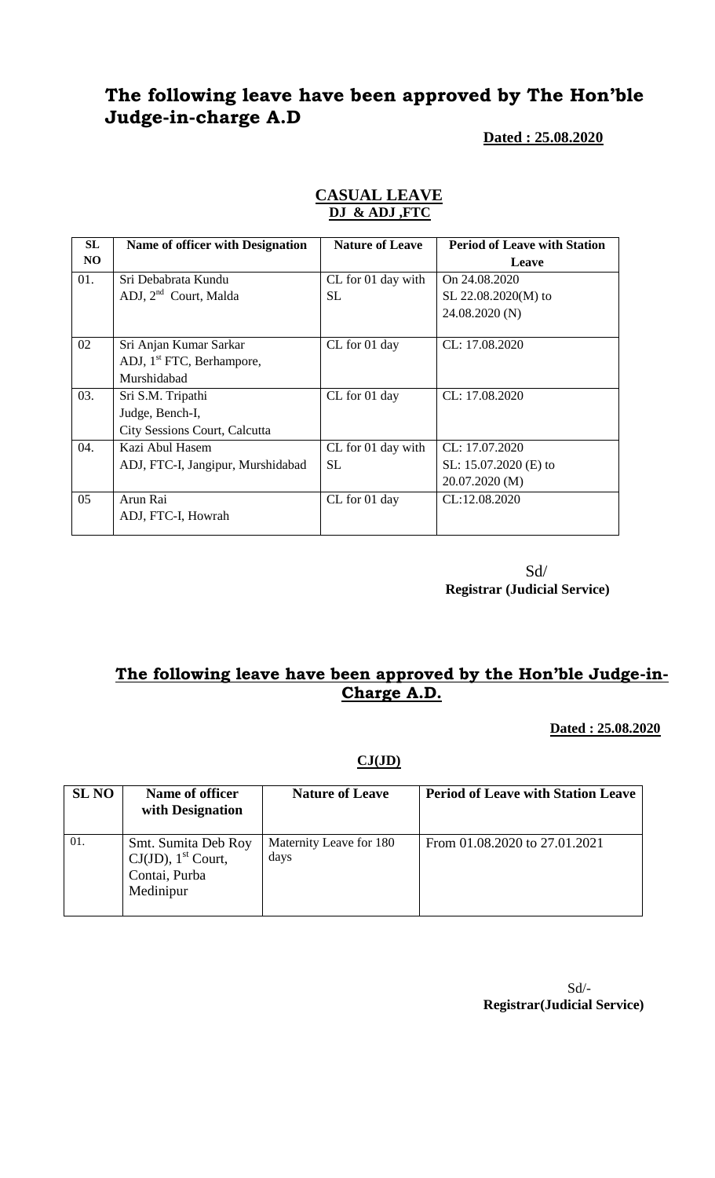# The following leave have been approved by The Hon'ble Judge-in-charge A.D

**Dated : 25.08.2020**

## CASUAL LEAVE
**DJ & ADJ ,FTC**

| SL NO | Name of officer with Designation | Nature of Leave | Period of Leave with Station Leave |
|---|---|---|---|
| 01. | Sri Debabrata Kundu<br>ADJ, 2nd Court, Malda | CL for 01 day with SL | On 24.08.2020<br>SL 22.08.2020(M) to 24.08.2020 (N) |
| 02 | Sri Anjan Kumar Sarkar<br>ADJ, 1st FTC, Berhampore, Murshidabad | CL for 01 day | CL: 17.08.2020 |
| 03. | Sri S.M. Tripathi<br>Judge, Bench-I,<br>City Sessions Court, Calcutta | CL for 01 day | CL: 17.08.2020 |
| 04. | Kazi Abul Hasem<br>ADJ, FTC-I, Jangipur, Murshidabad | CL for 01 day with SL | CL: 17.07.2020<br>SL: 15.07.2020 (E) to 20.07.2020 (M) |
| 05 | Arun Rai<br>ADJ, FTC-I, Howrah | CL for 01 day | CL:12.08.2020 |

Sd/
**Registrar (Judicial Service)**

# The following leave have been approved by the Hon'ble Judge-in-Charge A.D.

**Dated : 25.08.2020**

**CJ(JD)**

| SL NO | Name of officer with Designation | Nature of Leave | Period of Leave with Station Leave |
|---|---|---|---|
| 01. | Smt. Sumita Deb Roy<br>CJ(JD), 1st Court,<br>Contai, Purba Medinipur | Maternity Leave for 180 days | From 01.08.2020 to 27.01.2021 |

Sd/-
**Registrar(Judicial Service)**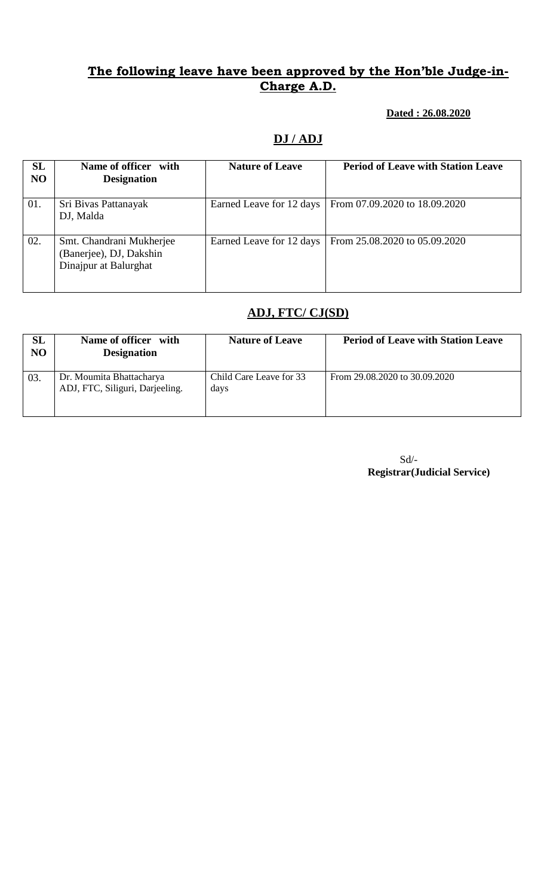## The following leave have been approved by the Hon'ble Judge-in-Charge A.D.

**Dated : 26.08.2020**

### DJ / ADJ

| SL NO | Name of officer with Designation | Nature of Leave | Period of Leave with Station Leave |
|---|---|---|---|
| 01. | Sri Bivas Pattanayak<br>DJ, Malda | Earned Leave for 12 days | From 07.09.2020 to 18.09.2020 |
| 02. | Smt. Chandrani Mukherjee (Banerjee), DJ, Dakshin Dinajpur at Balurghat | Earned Leave for 12 days | From 25.08.2020 to 05.09.2020 |

### ADJ, FTC/ CJ(SD)

| SL NO | Name of officer with Designation | Nature of Leave | Period of Leave with Station Leave |
|---|---|---|---|
| 03. | Dr. Moumita Bhattacharya<br>ADJ, FTC, Siliguri, Darjeeling. | Child Care Leave for 33 days | From 29.08.2020 to 30.09.2020 |

Sd/-
**Registrar(Judicial Service)**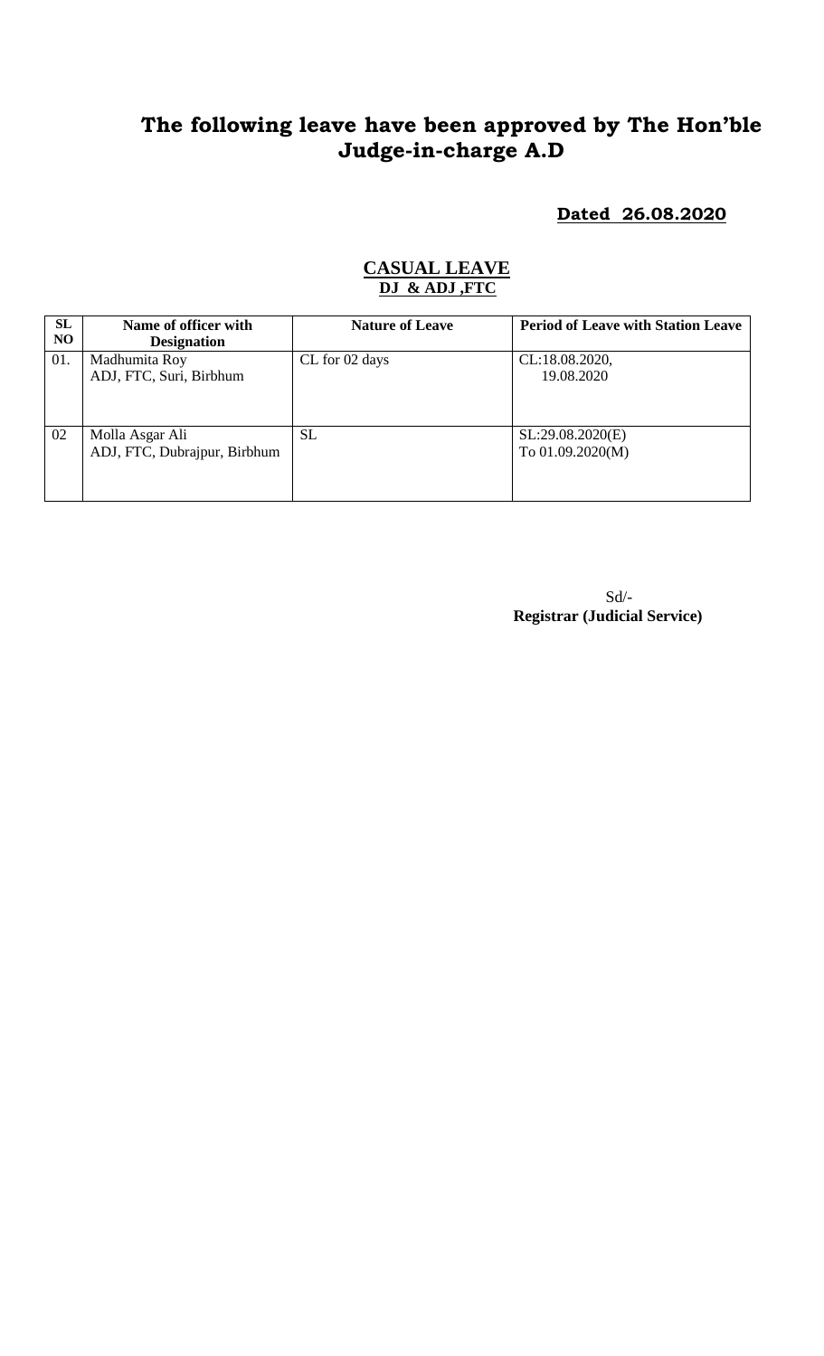# The following leave have been approved by The Hon'ble Judge-in-charge A.D

**Dated 26.08.2020**

## CASUAL LEAVE

**DJ & ADJ ,FTC**

| SL NO | Name of officer with Designation | Nature of Leave | Period of Leave with Station Leave |
|---|---|---|---|
| 01. | Madhumita Roy<br>ADJ, FTC, Suri, Birbhum | CL for 02 days | CL:18.08.2020,<br>19.08.2020 |
| 02 | Molla Asgar Ali<br>ADJ, FTC, Dubrajpur, Birbhum | SL | SL:29.08.2020(E)<br>To 01.09.2020(M) |

Sd/-
**Registrar (Judicial Service)**